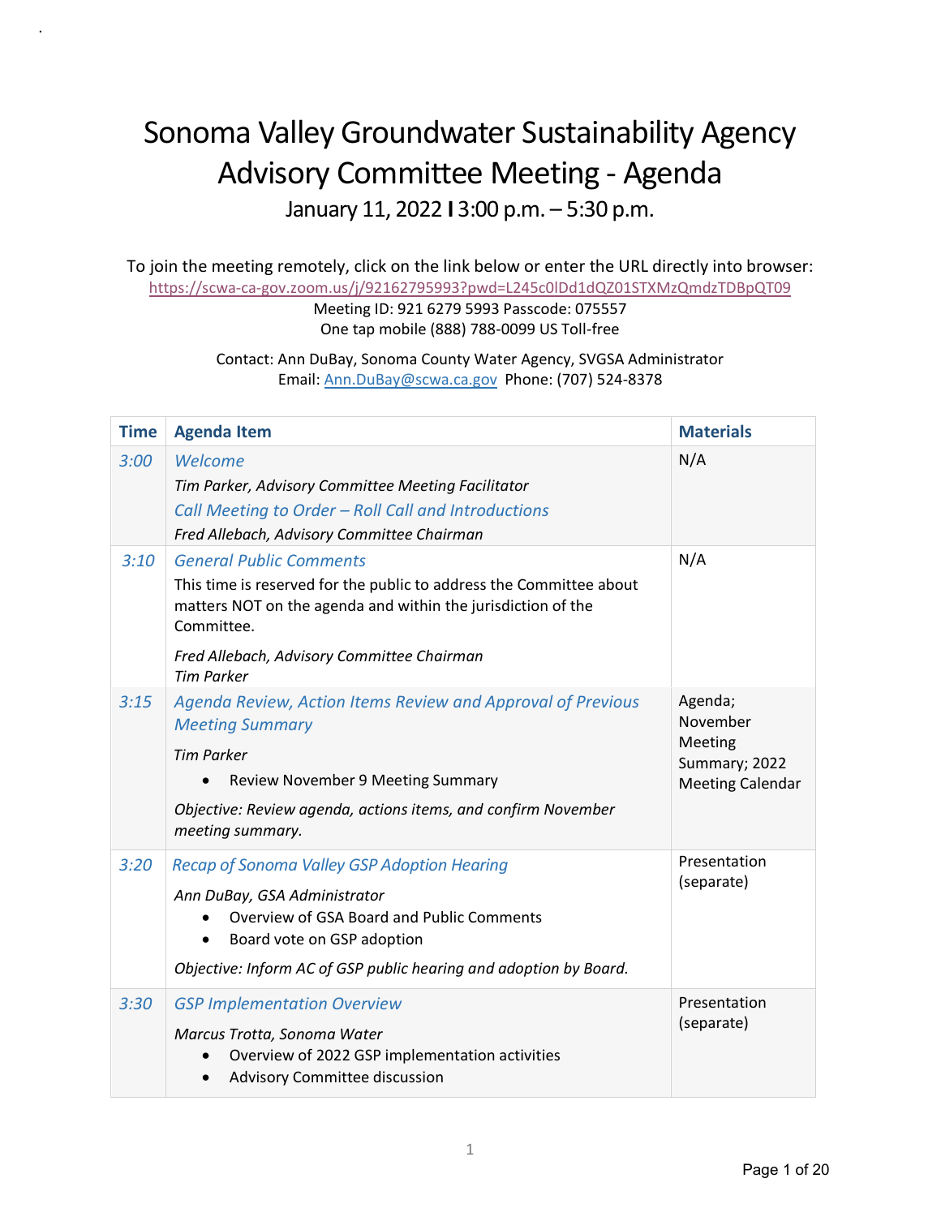# Sonoma Valley Groundwater Sustainability Agency Advisory Committee Meeting - Agenda

January 11, 2022 I 3:00 p.m. – 5:30 p.m.

To join the meeting remotely, click on the link below or enter the URL directly into browser:
https://scwa-ca-gov.zoom.us/j/92162795993?pwd=L245c0lDd1dQZ01STXMzQmdzTDBpQT09
Meeting ID: 921 6279 5993 Passcode: 075557
One tap mobile (888) 788-0099 US Toll-free

Contact: Ann DuBay, Sonoma County Water Agency, SVGSA Administrator
Email: Ann.DuBay@scwa.ca.gov Phone: (707) 524-8378

| Time | Agenda Item | Materials |
|---|---|---|
| *3:00* | *Welcome*<br>*Tim Parker, Advisory Committee Meeting Facilitator*<br>*Call Meeting to Order – Roll Call and Introductions*<br>*Fred Allebach, Advisory Committee Chairman* | N/A |
| *3:10* | *General Public Comments*<br>This time is reserved for the public to address the Committee about matters NOT on the agenda and within the jurisdiction of the Committee.<br>*Fred Allebach, Advisory Committee Chairman*<br>*Tim Parker* | N/A |
| *3:15* | *Agenda Review, Action Items Review and Approval of Previous Meeting Summary*<br>*Tim Parker*<br>• Review November 9 Meeting Summary<br>*Objective: Review agenda, actions items, and confirm November meeting summary.* | Agenda; November Meeting Summary; 2022 Meeting Calendar |
| *3:20* | *Recap of Sonoma Valley GSP Adoption Hearing*<br>*Ann DuBay, GSA Administrator*<br>• Overview of GSA Board and Public Comments<br>• Board vote on GSP adoption<br>*Objective: Inform AC of GSP public hearing and adoption by Board.* | Presentation (separate) |
| *3:30* | *GSP Implementation Overview*<br>*Marcus Trotta, Sonoma Water*<br>• Overview of 2022 GSP implementation activities<br>• Advisory Committee discussion | Presentation (separate) |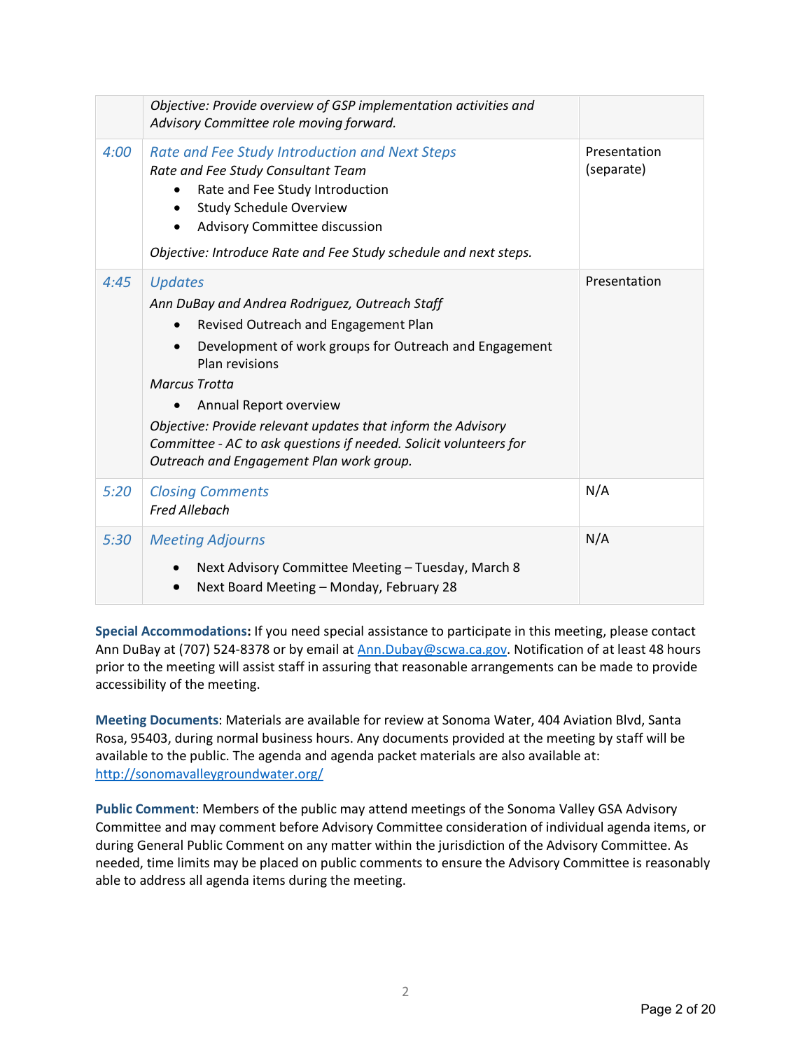| | | |
|---|---|---|
| | *Objective: Provide overview of GSP implementation activities and Advisory Committee role moving forward.* | |
| *4:00* | *Rate and Fee Study Introduction and Next Steps*<br>*Rate and Fee Study Consultant Team*<br>• Rate and Fee Study Introduction<br>• Study Schedule Overview<br>• Advisory Committee discussion<br><br>*Objective: Introduce Rate and Fee Study schedule and next steps.* | Presentation (separate) |
| *4:45* | *Updates*<br>*Ann DuBay and Andrea Rodriguez, Outreach Staff*<br>• Revised Outreach and Engagement Plan<br>• Development of work groups for Outreach and Engagement Plan revisions<br>*Marcus Trotta*<br>• Annual Report overview<br>*Objective: Provide relevant updates that inform the Advisory Committee - AC to ask questions if needed. Solicit volunteers for Outreach and Engagement Plan work group.* | Presentation |
| *5:20* | *Closing Comments*<br>*Fred Allebach* | N/A |
| *5:30* | *Meeting Adjourns*<br>• Next Advisory Committee Meeting – Tuesday, March 8<br>• Next Board Meeting – Monday, February 28 | N/A |

**Special Accommodations:** If you need special assistance to participate in this meeting, please contact Ann DuBay at (707) 524-8378 or by email at Ann.Dubay@scwa.ca.gov. Notification of at least 48 hours prior to the meeting will assist staff in assuring that reasonable arrangements can be made to provide accessibility of the meeting.

**Meeting Documents**: Materials are available for review at Sonoma Water, 404 Aviation Blvd, Santa Rosa, 95403, during normal business hours. Any documents provided at the meeting by staff will be available to the public. The agenda and agenda packet materials are also available at: http://sonomavalleygroundwater.org/

**Public Comment**: Members of the public may attend meetings of the Sonoma Valley GSA Advisory Committee and may comment before Advisory Committee consideration of individual agenda items, or during General Public Comment on any matter within the jurisdiction of the Advisory Committee. As needed, time limits may be placed on public comments to ensure the Advisory Committee is reasonably able to address all agenda items during the meeting.